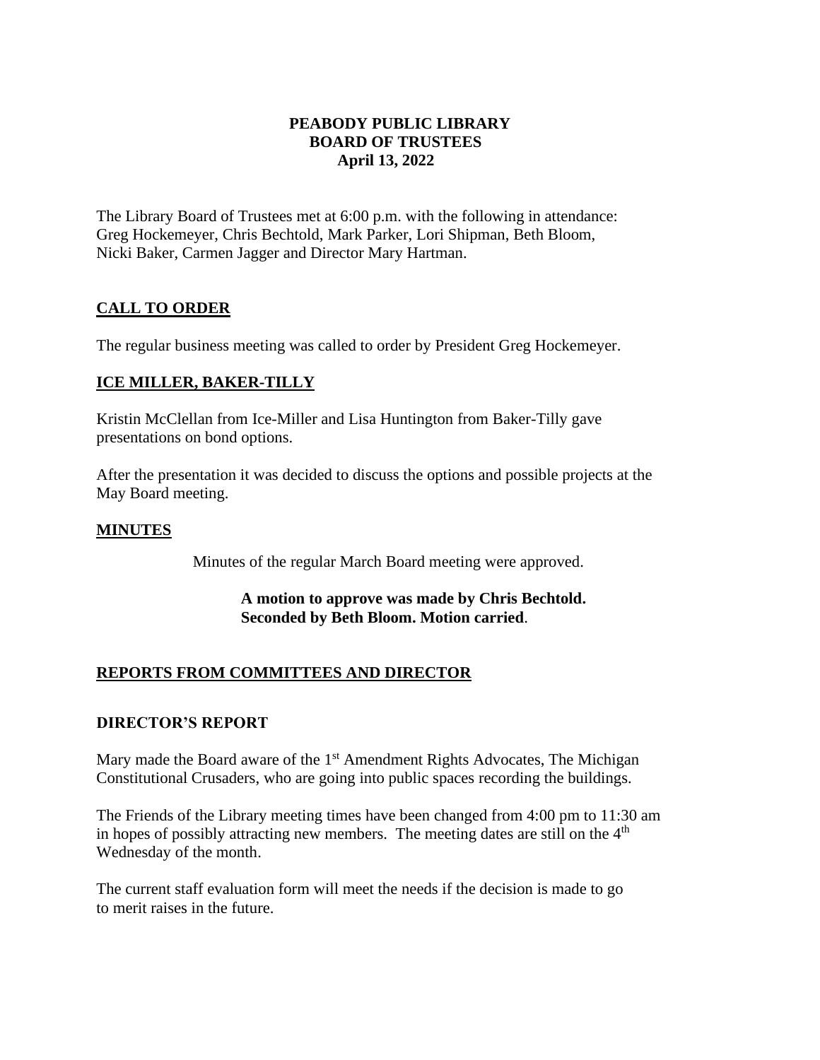# PEABODY PUBLIC LIBRARY
## BOARD OF TRUSTEES
### April 13, 2022

The Library Board of Trustees met at 6:00 p.m. with the following in attendance: Greg Hockemeyer, Chris Bechtold, Mark Parker, Lori Shipman, Beth Bloom, Nicki Baker, Carmen Jagger and Director Mary Hartman.

## CALL TO ORDER

The regular business meeting was called to order by President Greg Hockemeyer.

## ICE MILLER, BAKER-TILLY

Kristin McClellan from Ice-Miller and Lisa Huntington from Baker-Tilly gave presentations on bond options.

After the presentation it was decided to discuss the options and possible projects at the May Board meeting.

## MINUTES

Minutes of the regular March Board meeting were approved.

**A motion to approve was made by Chris Bechtold. Seconded by Beth Bloom. Motion carried**.

## REPORTS FROM COMMITTEES AND DIRECTOR

### DIRECTOR'S REPORT

Mary made the Board aware of the 1st Amendment Rights Advocates, The Michigan Constitutional Crusaders, who are going into public spaces recording the buildings.

The Friends of the Library meeting times have been changed from 4:00 pm to 11:30 am in hopes of possibly attracting new members. The meeting dates are still on the 4th Wednesday of the month.

The current staff evaluation form will meet the needs if the decision is made to go to merit raises in the future.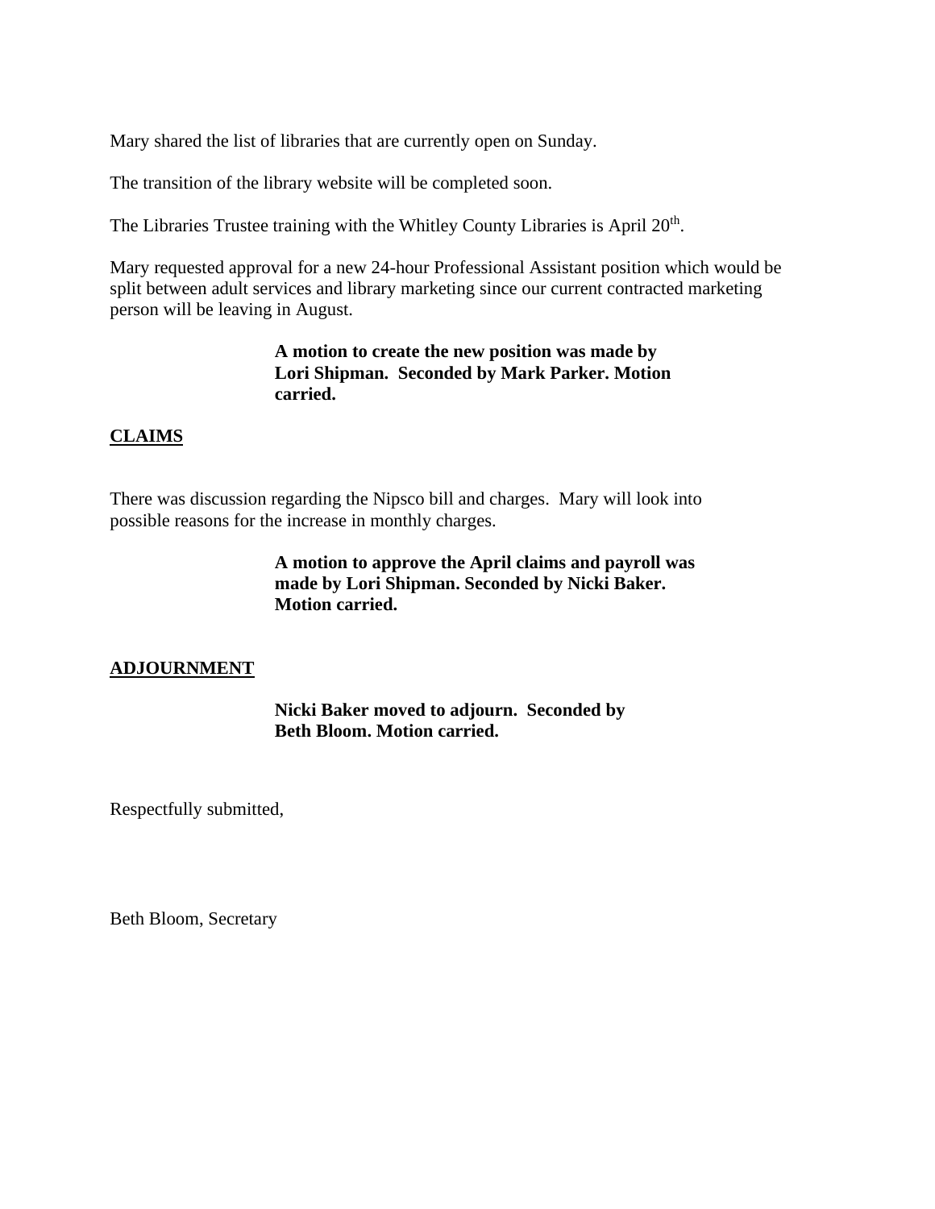Mary shared the list of libraries that are currently open on Sunday.

The transition of the library website will be completed soon.

The Libraries Trustee training with the Whitley County Libraries is April 20th.

Mary requested approval for a new 24-hour Professional Assistant position which would be split between adult services and library marketing since our current contracted marketing person will be leaving in August.

**A motion to create the new position was made by Lori Shipman. Seconded by Mark Parker. Motion carried.**

## CLAIMS

There was discussion regarding the Nipsco bill and charges. Mary will look into possible reasons for the increase in monthly charges.

**A motion to approve the April claims and payroll was made by Lori Shipman. Seconded by Nicki Baker. Motion carried.**

## ADJOURNMENT

**Nicki Baker moved to adjourn. Seconded by Beth Bloom. Motion carried.**

Respectfully submitted,

Beth Bloom, Secretary